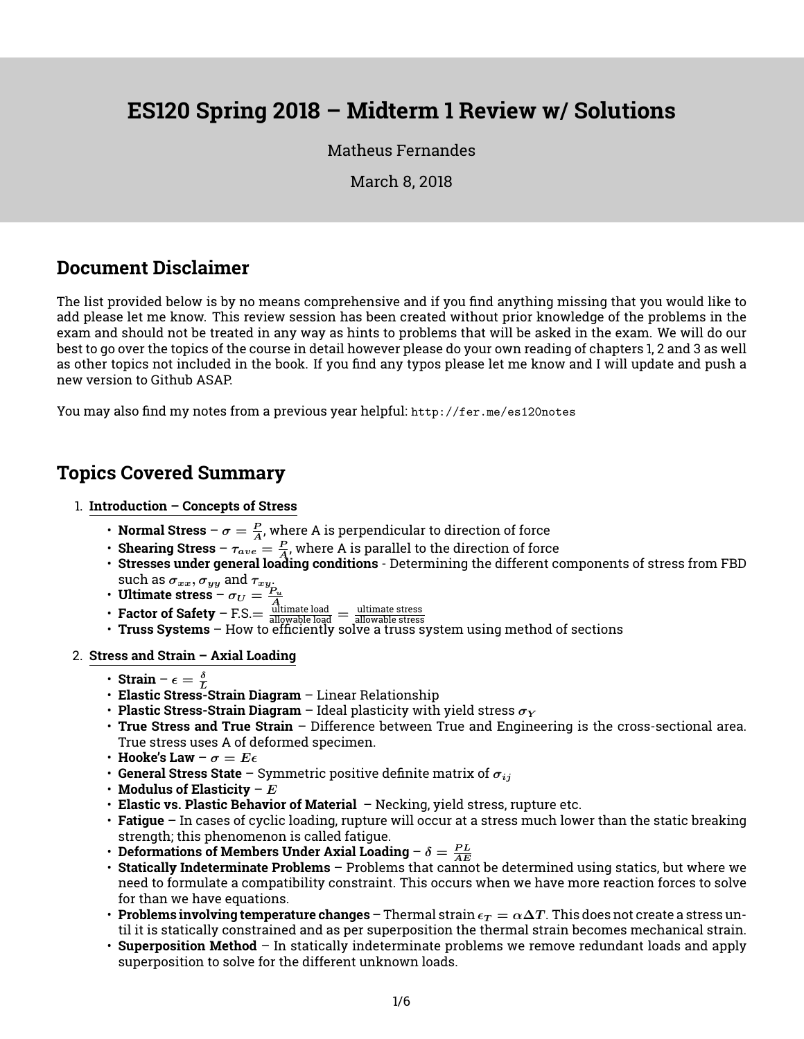# ES120 Spring 2018 – Midterm 1 Review w/ Solutions

Matheus Fernandes

March 8, 2018

## Document Disclaimer

The list provided below is by no means comprehensive and if you find anything missing that you would like to add please let me know. This review session has been created without prior knowledge of the problems in the exam and should not be treated in any way as hints to problems that will be asked in the exam. We will do our best to go over the topics of the course in detail however please do your own reading of chapters 1, 2 and 3 as well as other topics not included in the book. If you find any typos please let me know and I will update and push a new version to Github ASAP.

You may also find my notes from a previous year helpful: `http://fer.me/es120notes`

## Topics Covered Summary

1. **Introduction – Concepts of Stress**
   - **Normal Stress** – $\sigma = \frac{P}{A}$, where A is perpendicular to direction of force
   - **Shearing Stress** – $\tau_{ave} = \frac{P}{A}$, where A is parallel to the direction of force
   - **Stresses under general loading conditions** - Determining the different components of stress from FBD such as $\sigma_{xx}, \sigma_{yy}$ and $\tau_{xy}$.
   - **Ultimate stress** – $\sigma_U = \frac{P_u}{A}$
   - **Factor of Safety** – F.S.$= \frac{\text{ultimate load}}{\text{allowable load}} = \frac{\text{ultimate stress}}{\text{allowable stress}}$
   - **Truss Systems** – How to efficiently solve a truss system using method of sections

2. **Stress and Strain – Axial Loading**
   - **Strain** – $\epsilon = \frac{\delta}{L}$
   - **Elastic Stress-Strain Diagram** – Linear Relationship
   - **Plastic Stress-Strain Diagram** – Ideal plasticity with yield stress $\sigma_Y$
   - **True Stress and True Strain** – Difference between True and Engineering is the cross-sectional area. True stress uses A of deformed specimen.
   - **Hooke's Law** – $\sigma = E\epsilon$
   - **General Stress State** – Symmetric positive definite matrix of $\sigma_{ij}$
   - **Modulus of Elasticity** – $E$
   - **Elastic vs. Plastic Behavior of Material** – Necking, yield stress, rupture etc.
   - **Fatigue** – In cases of cyclic loading, rupture will occur at a stress much lower than the static breaking strength; this phenomenon is called fatigue.
   - **Deformations of Members Under Axial Loading** – $\delta = \frac{PL}{AE}$
   - **Statically Indeterminate Problems** – Problems that cannot be determined using statics, but where we need to formulate a compatibility constraint. This occurs when we have more reaction forces to solve for than we have equations.
   - **Problems involving temperature changes** – Thermal strain $\epsilon_T = \alpha\Delta T$. This does not create a stress until it is statically constrained and as per superposition the thermal strain becomes mechanical strain.
   - **Superposition Method** – In statically indeterminate problems we remove redundant loads and apply superposition to solve for the different unknown loads.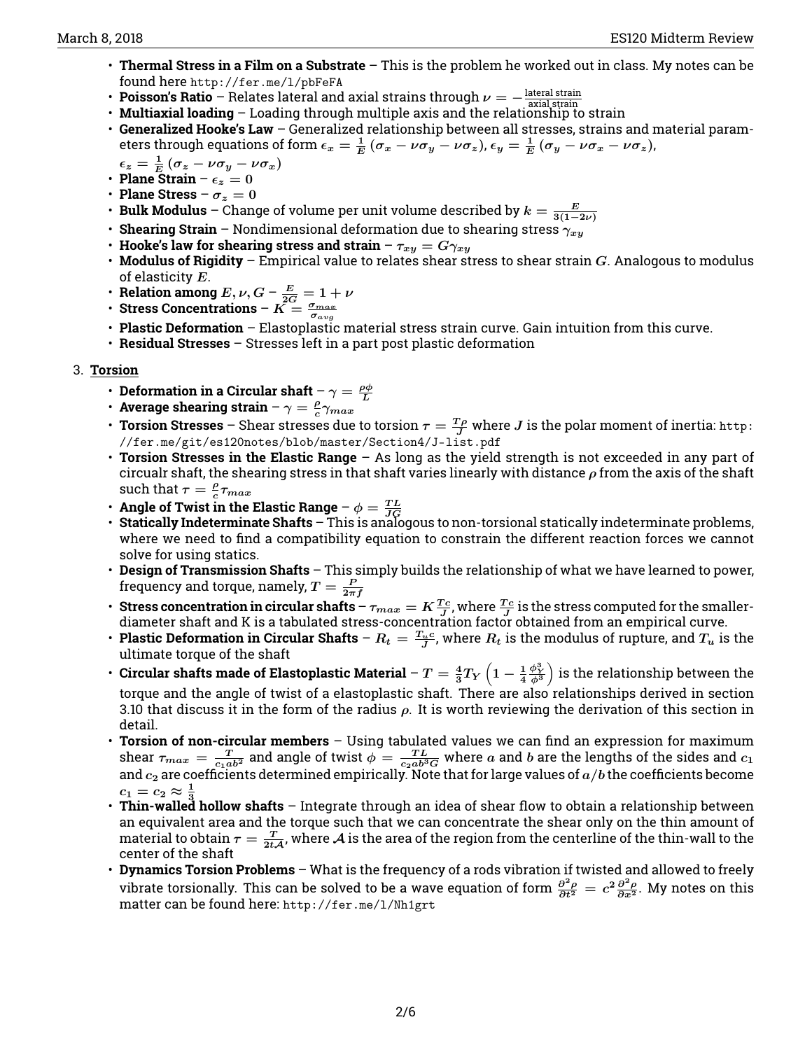- **Thermal Stress in a Film on a Substrate** – This is the problem he worked out in class. My notes can be found here `http://fer.me/l/pbFeFA`
- **Poisson's Ratio** – Relates lateral and axial strains through $\nu = -\frac{\text{lateral strain}}{\text{axial strain}}$
- **Multiaxial loading** – Loading through multiple axis and the relationship to strain
- **Generalized Hooke's Law** – Generalized relationship between all stresses, strains and material parameters through equations of form $\epsilon_x = \frac{1}{E}\left(\sigma_x - \nu\sigma_y - \nu\sigma_z\right)$, $\epsilon_y = \frac{1}{E}\left(\sigma_y - \nu\sigma_x - \nu\sigma_z\right)$, $\epsilon_z = \frac{1}{E}\left(\sigma_z - \nu\sigma_y - \nu\sigma_x\right)$
- **Plane Strain** – $\epsilon_z = 0$
- **Plane Stress** – $\sigma_z = 0$
- **Bulk Modulus** – Change of volume per unit volume described by $k = \frac{E}{3(1-2\nu)}$
- **Shearing Strain** – Nondimensional deformation due to shearing stress $\gamma_{xy}$
- **Hooke's law for shearing stress and strain** – $\tau_{xy} = G\gamma_{xy}$
- **Modulus of Rigidity** – Empirical value to relates shear stress to shear strain $G$. Analogous to modulus of elasticity $E$.
- **Relation among $E, \nu, G$** – $\frac{E}{2G} = 1 + \nu$
- **Stress Concentrations** – $K = \frac{\sigma_{max}}{\sigma_{avg}}$
- **Plastic Deformation** – Elastoplastic material stress strain curve. Gain intuition from this curve.
- **Residual Stresses** – Stresses left in a part post plastic deformation

3. **Torsion**

- **Deformation in a Circular shaft** – $\gamma = \frac{\rho\phi}{L}$
- **Average shearing strain** – $\gamma = \frac{\rho}{c}\gamma_{max}$
- **Torsion Stresses** – Shear stresses due to torsion $\tau = \frac{T\rho}{J}$ where $J$ is the polar moment of inertia: `http://fer.me/git/es120notes/blob/master/Section4/J-list.pdf`
- **Torsion Stresses in the Elastic Range** – As long as the yield strength is not exceeded in any part of circualr shaft, the shearing stress in that shaft varies linearly with distance $\rho$ from the axis of the shaft such that $\tau = \frac{\rho}{c}\tau_{max}$
- **Angle of Twist in the Elastic Range** – $\phi = \frac{TL}{JG}$
- **Statically Indeterminate Shafts** – This is analogous to non-torsional statically indeterminate problems, where we need to find a compatibility equation to constrain the different reaction forces we cannot solve for using statics.
- **Design of Transmission Shafts** – This simply builds the relationship of what we have learned to power, frequency and torque, namely, $T = \frac{P}{2\pi f}$
- **Stress concentration in circular shafts** – $\tau_{max} = K\frac{Tc}{J}$, where $\frac{Tc}{J}$ is the stress computed for the smaller-diameter shaft and K is a tabulated stress-concentration factor obtained from an empirical curve.
- **Plastic Deformation in Circular Shafts** – $R_t = \frac{T_u c}{J}$, where $R_t$ is the modulus of rupture, and $T_u$ is the ultimate torque of the shaft
- **Circular shafts made of Elastoplastic Material** – $T = \frac{4}{3}T_Y\left(1 - \frac{1}{4}\frac{\phi_Y^3}{\phi^3}\right)$ is the relationship between the torque and the angle of twist of a elastoplastic shaft. There are also relationships derived in section 3.10 that discuss it in the form of the radius $\rho$. It is worth reviewing the derivation of this section in detail.
- **Torsion of non-circular members** – Using tabulated values we can find an expression for maximum shear $\tau_{max} = \frac{T}{c_1 ab^2}$ and angle of twist $\phi = \frac{TL}{c_2 ab^3 G}$ where $a$ and $b$ are the lengths of the sides and $c_1$ and $c_2$ are coefficients determined empirically. Note that for large values of $a/b$ the coefficients become $c_1 = c_2 \approx \frac{1}{3}$
- **Thin-walled hollow shafts** – Integrate through an idea of shear flow to obtain a relationship between an equivalent area and the torque such that we can concentrate the shear only on the thin amount of material to obtain $\tau = \frac{T}{2t\mathcal{A}}$, where $\mathcal{A}$ is the area of the region from the centerline of the thin-wall to the center of the shaft
- **Dynamics Torsion Problems** – What is the frequency of a rods vibration if twisted and allowed to freely vibrate torsionally. This can be solved to be a wave equation of form $\frac{\partial^2\rho}{\partial t^2} = c^2\frac{\partial^2\rho}{\partial x^2}$. My notes on this matter can be found here: `http://fer.me/l/Nh1grt`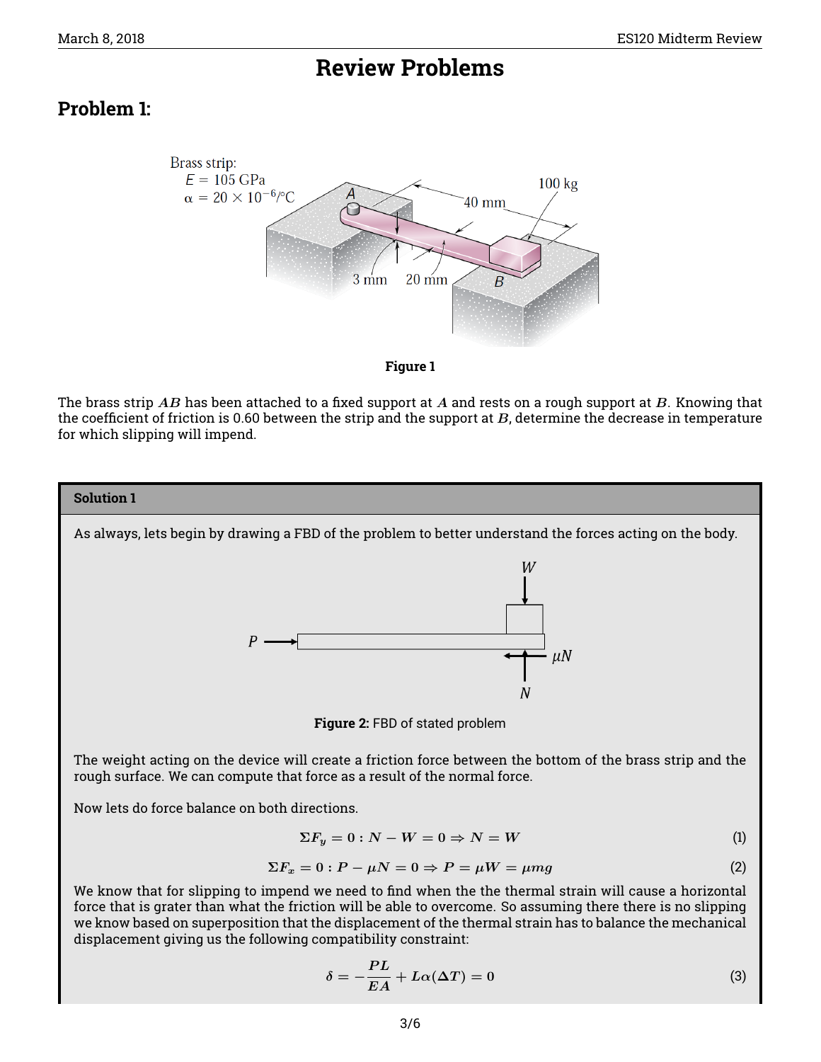# Review Problems

## Problem 1:

Figure 1

The brass strip $AB$ has been attached to a fixed support at $A$ and rests on a rough support at $B$. Knowing that the coefficient of friction is 0.60 between the strip and the support at $B$, determine the decrease in temperature for which slipping will impend.

---

**Solution 1**

As always, lets begin by drawing a FBD of the problem to better understand the forces acting on the body.

**Figure 2:** FBD of stated problem

The weight acting on the device will create a friction force between the bottom of the brass strip and the rough surface. We can compute that force as a result of the normal force.

Now lets do force balance on both directions.

$$\Sigma F_y = 0 : N - W = 0 \Rightarrow N = W \tag{1}$$

$$\Sigma F_x = 0 : P - \mu N = 0 \Rightarrow P = \mu W = \mu mg \tag{2}$$

We know that for slipping to impend we need to find when the the thermal strain will cause a horizontal force that is grater than what the friction will be able to overcome. So assuming there there is no slipping we know based on superposition that the displacement of the thermal strain has to balance the mechanical displacement giving us the following compatibility constraint:

$$\delta = -\frac{PL}{EA} + L\alpha(\Delta T) = 0 \tag{3}$$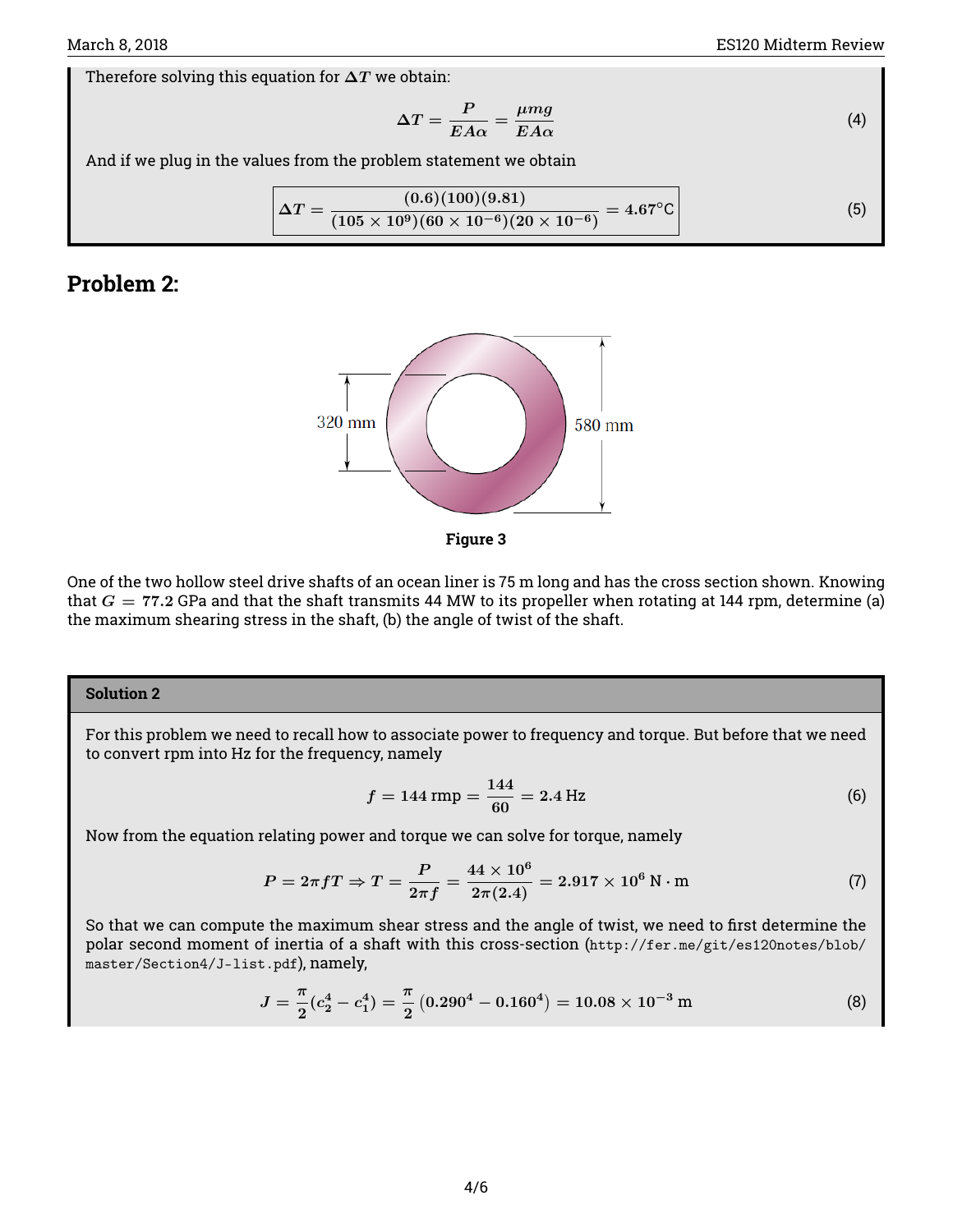Therefore solving this equation for $\Delta T$ we obtain:

$$\Delta T = \frac{P}{EA\alpha} = \frac{\mu m g}{EA\alpha} \tag{4}$$

And if we plug in the values from the problem statement we obtain

$$\boxed{\Delta T = \frac{(0.6)(100)(9.81)}{(105 \times 10^9)(60 \times 10^{-6})(20 \times 10^{-6})} = 4.67^\circ\text{C}} \tag{5}$$

## Problem 2:

**Figure 3**

One of the two hollow steel drive shafts of an ocean liner is 75 m long and has the cross section shown. Knowing that $G = 77.2$ GPa and that the shaft transmits 44 MW to its propeller when rotating at 144 rpm, determine (a) the maximum shearing stress in the shaft, (b) the angle of twist of the shaft.

### Solution 2

For this problem we need to recall how to associate power to frequency and torque. But before that we need to convert rpm into Hz for the frequency, namely

$$f = 144 \text{ rmp} = \frac{144}{60} = 2.4 \text{ Hz} \tag{6}$$

Now from the equation relating power and torque we can solve for torque, namely

$$P = 2\pi f T \Rightarrow T = \frac{P}{2\pi f} = \frac{44 \times 10^6}{2\pi(2.4)} = 2.917 \times 10^6 \text{ N} \cdot \text{m} \tag{7}$$

So that we can compute the maximum shear stress and the angle of twist, we need to first determine the polar second moment of inertia of a shaft with this cross-section (`http://fer.me/git/es120notes/blob/master/Section4/J-list.pdf`), namely,

$$J = \frac{\pi}{2}(c_2^4 - c_1^4) = \frac{\pi}{2}\left(0.290^4 - 0.160^4\right) = 10.08 \times 10^{-3} \text{ m} \tag{8}$$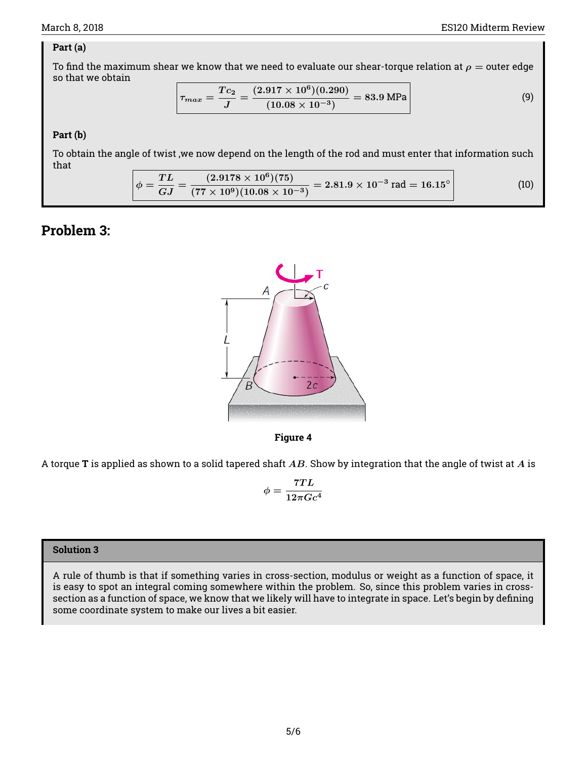**Part (a)**

To find the maximum shear we know that we need to evaluate our shear-torque relation at $\rho =$ outer edge so that we obtain

$$\boxed{\tau_{max} = \frac{Tc_2}{J} = \frac{(2.917 \times 10^6)(0.290)}{(10.08 \times 10^{-3})} = 83.9 \text{ MPa}} \tag{9}$$

**Part (b)**

To obtain the angle of twist ,we now depend on the length of the rod and must enter that information such that

$$\boxed{\phi = \frac{TL}{GJ} = \frac{(2.9178 \times 10^6)(75)}{(77 \times 10^9)(10.08 \times 10^{-3})} = 2.81.9 \times 10^{-3} \text{ rad} = 16.15^\circ} \tag{10}$$

## Problem 3:

**Figure 4**

A torque **T** is applied as shown to a solid tapered shaft $AB$. Show by integration that the angle of twist at $A$ is

$$\phi = \frac{7TL}{12\pi Gc^4}$$

**Solution 3**

A rule of thumb is that if something varies in cross-section, modulus or weight as a function of space, it is easy to spot an integral coming somewhere within the problem. So, since this problem varies in cross-section as a function of space, we know that we likely will have to integrate in space. Let's begin by defining some coordinate system to make our lives a bit easier.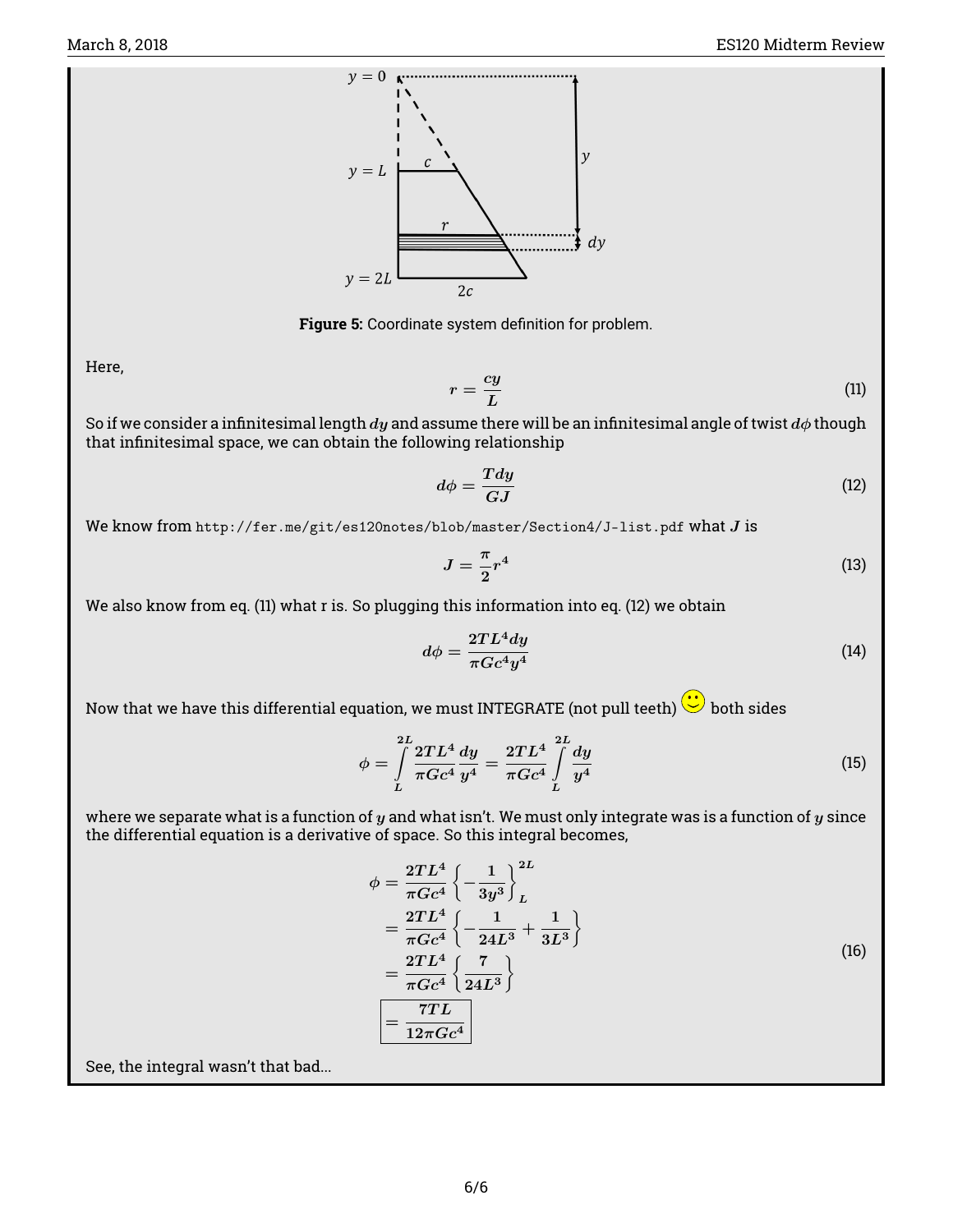y = 0

y

y = L

c

r

dy

y = 2L

2c

**Figure 5:** Coordinate system definition for problem.

Here,

$$r = \frac{cy}{L} \tag{11}$$

So if we consider a infinitesimal length $dy$ and assume there will be an infinitesimal angle of twist $d\phi$ though that infinitesimal space, we can obtain the following relationship

$$d\phi = \frac{Tdy}{GJ} \tag{12}$$

We know from `http://fer.me/git/es120notes/blob/master/Section4/J-list.pdf` what $J$ is

$$J = \frac{\pi}{2} r^4 \tag{13}$$

We also know from eq. (11) what r is. So plugging this information into eq. (12) we obtain

$$d\phi = \frac{2TL^4 dy}{\pi G c^4 y^4} \tag{14}$$

Now that we have this differential equation, we must INTEGRATE (not pull teeth) 🙂 both sides

$$\phi = \int_L^{2L} \frac{2TL^4}{\pi G c^4} \frac{dy}{y^4} = \frac{2TL^4}{\pi G c^4} \int_L^{2L} \frac{dy}{y^4} \tag{15}$$

where we separate what is a function of $y$ and what isn't. We must only integrate was is a function of $y$ since the differential equation is a derivative of space. So this integral becomes,

$$\begin{aligned}
\phi &= \frac{2TL^4}{\pi G c^4} \left\{ -\frac{1}{3y^3} \right\}_L^{2L} \\
&= \frac{2TL^4}{\pi G c^4} \left\{ -\frac{1}{24L^3} + \frac{1}{3L^3} \right\} \\
&= \frac{2TL^4}{\pi G c^4} \left\{ \frac{7}{24L^3} \right\} \\
&= \boxed{\frac{7TL}{12\pi G c^4}}
\end{aligned} \tag{16}$$

See, the integral wasn't that bad...